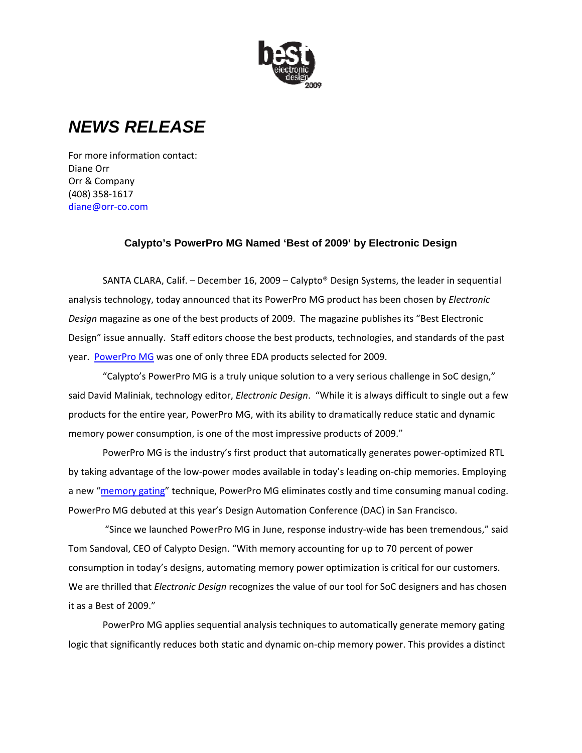# *NEWS RELEASE*

For more information contact:
Diane Orr
Orr & Company
(408) 358-1617
diane@orr-co.com

### Calypto's PowerPro MG Named 'Best of 2009' by Electronic Design

SANTA CLARA, Calif. – December 16, 2009 – Calypto® Design Systems, the leader in sequential analysis technology, today announced that its PowerPro MG product has been chosen by *Electronic Design* magazine as one of the best products of 2009. The magazine publishes its "Best Electronic Design" issue annually. Staff editors choose the best products, technologies, and standards of the past year. PowerPro MG was one of only three EDA products selected for 2009.

"Calypto's PowerPro MG is a truly unique solution to a very serious challenge in SoC design," said David Maliniak, technology editor, *Electronic Design*. "While it is always difficult to single out a few products for the entire year, PowerPro MG, with its ability to dramatically reduce static and dynamic memory power consumption, is one of the most impressive products of 2009."

PowerPro MG is the industry's first product that automatically generates power-optimized RTL by taking advantage of the low-power modes available in today's leading on-chip memories. Employing a new "memory gating" technique, PowerPro MG eliminates costly and time consuming manual coding. PowerPro MG debuted at this year's Design Automation Conference (DAC) in San Francisco.

"Since we launched PowerPro MG in June, response industry-wide has been tremendous," said Tom Sandoval, CEO of Calypto Design. "With memory accounting for up to 70 percent of power consumption in today's designs, automating memory power optimization is critical for our customers. We are thrilled that *Electronic Design* recognizes the value of our tool for SoC designers and has chosen it as a Best of 2009."

PowerPro MG applies sequential analysis techniques to automatically generate memory gating logic that significantly reduces both static and dynamic on-chip memory power. This provides a distinct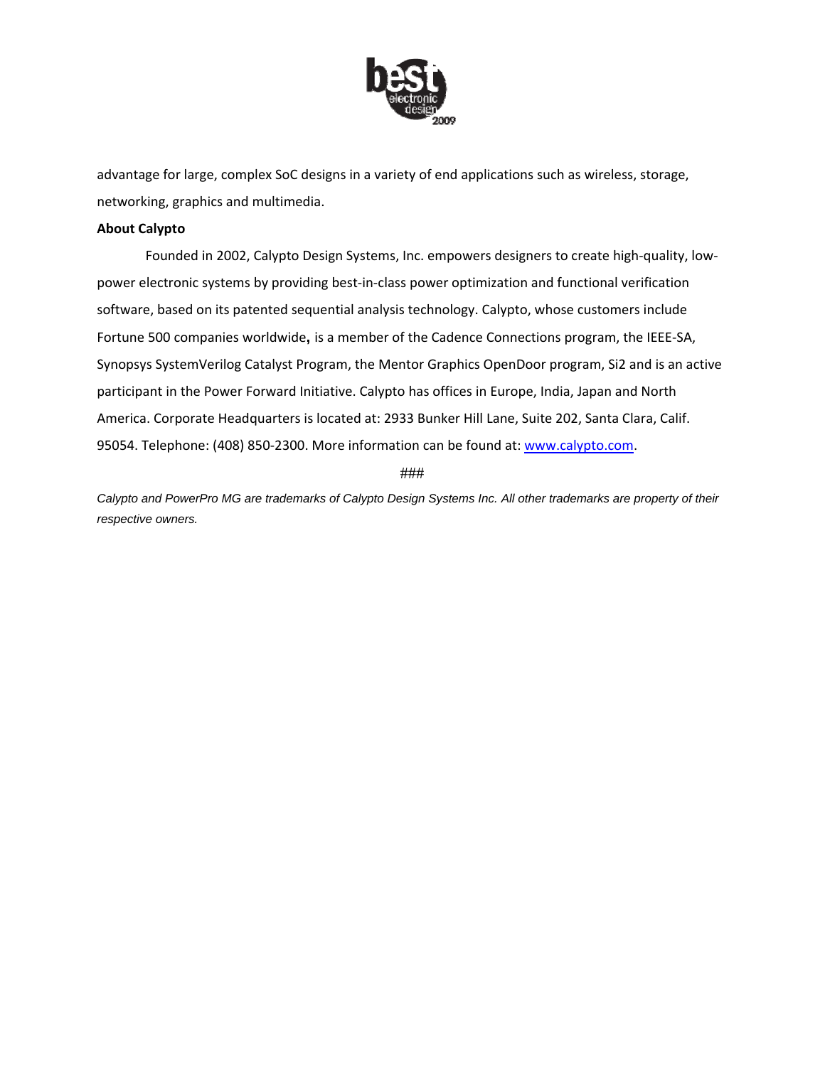advantage for large, complex SoC designs in a variety of end applications such as wireless, storage, networking, graphics and multimedia.

**About Calypto**

Founded in 2002, Calypto Design Systems, Inc. empowers designers to create high-quality, low-power electronic systems by providing best-in-class power optimization and functional verification software, based on its patented sequential analysis technology. Calypto, whose customers include Fortune 500 companies worldwide**,** is a member of the Cadence Connections program, the IEEE-SA, Synopsys SystemVerilog Catalyst Program, the Mentor Graphics OpenDoor program, Si2 and is an active participant in the Power Forward Initiative. Calypto has offices in Europe, India, Japan and North America. Corporate Headquarters is located at: 2933 Bunker Hill Lane, Suite 202, Santa Clara, Calif. 95054. Telephone: (408) 850-2300. More information can be found at: [www.calypto.com](http://www.calypto.com).

###

*Calypto and PowerPro MG are trademarks of Calypto Design Systems Inc. All other trademarks are property of their respective owners.*